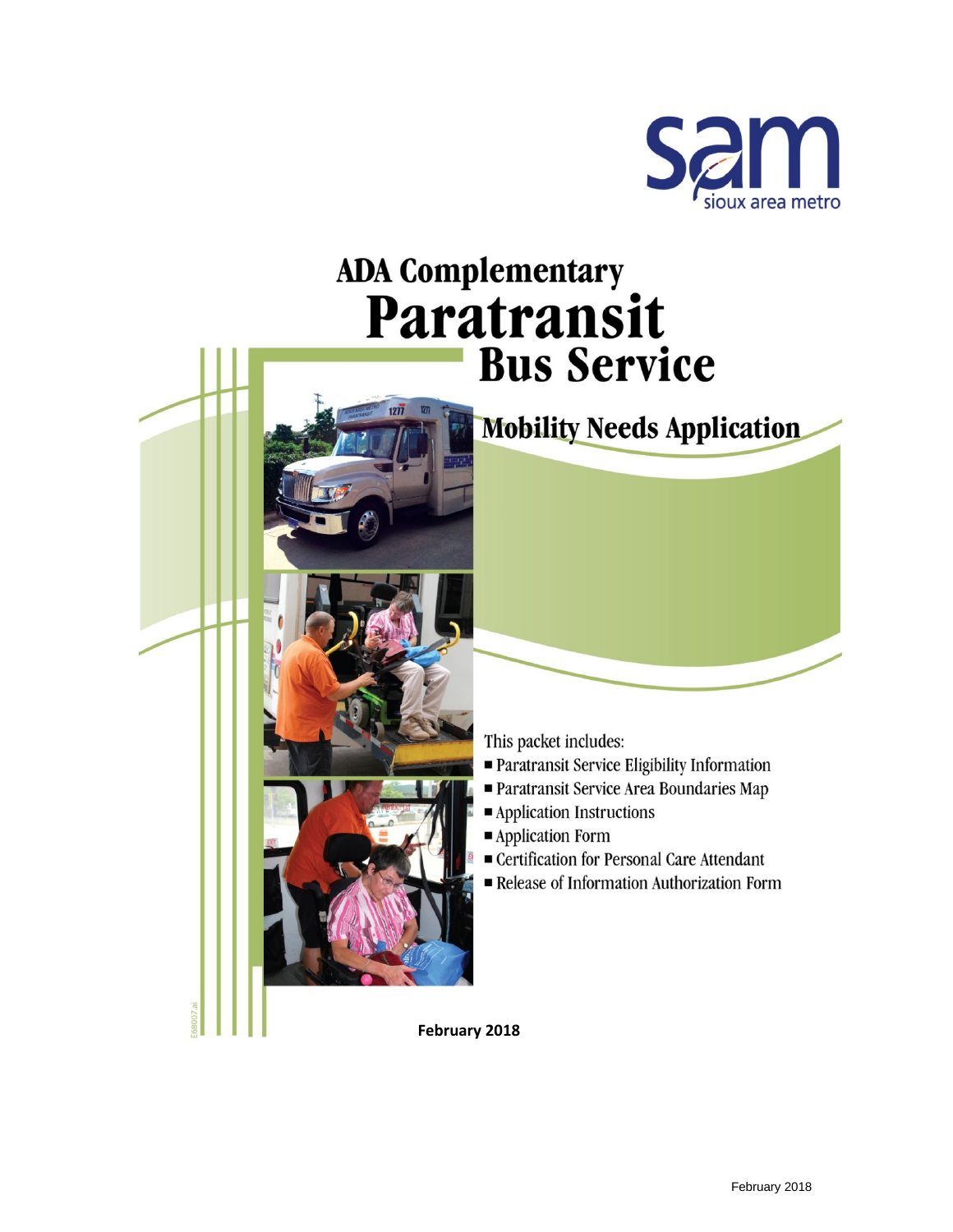sam

sioux area metro

# ADA Complementary Paratransit Bus Service

## Mobility Needs Application

This packet includes:

- Paratransit Service Eligibility Information
- Paratransit Service Area Boundaries Map
- Application Instructions
- Application Form
- Certification for Personal Care Attendant
- Release of Information Authorization Form

**February 2018**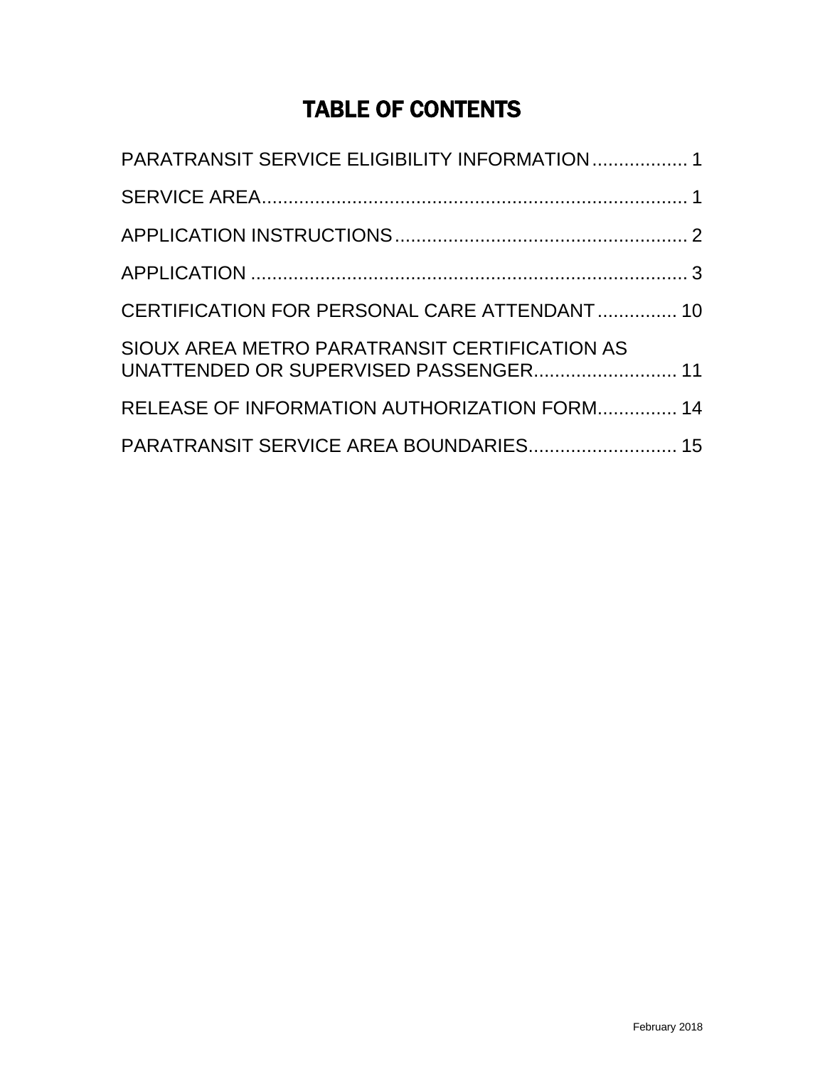# TABLE OF CONTENTS

| Section | Page |
| --- | --- |
| PARATRANSIT SERVICE ELIGIBILITY INFORMATION | 1 |
| SERVICE AREA | 1 |
| APPLICATION INSTRUCTIONS | 2 |
| APPLICATION | 3 |
| CERTIFICATION FOR PERSONAL CARE ATTENDANT | 10 |
| SIOUX AREA METRO PARATRANSIT CERTIFICATION AS UNATTENDED OR SUPERVISED PASSENGER | 11 |
| RELEASE OF INFORMATION AUTHORIZATION FORM | 14 |
| PARATRANSIT SERVICE AREA BOUNDARIES | 15 |

February 2018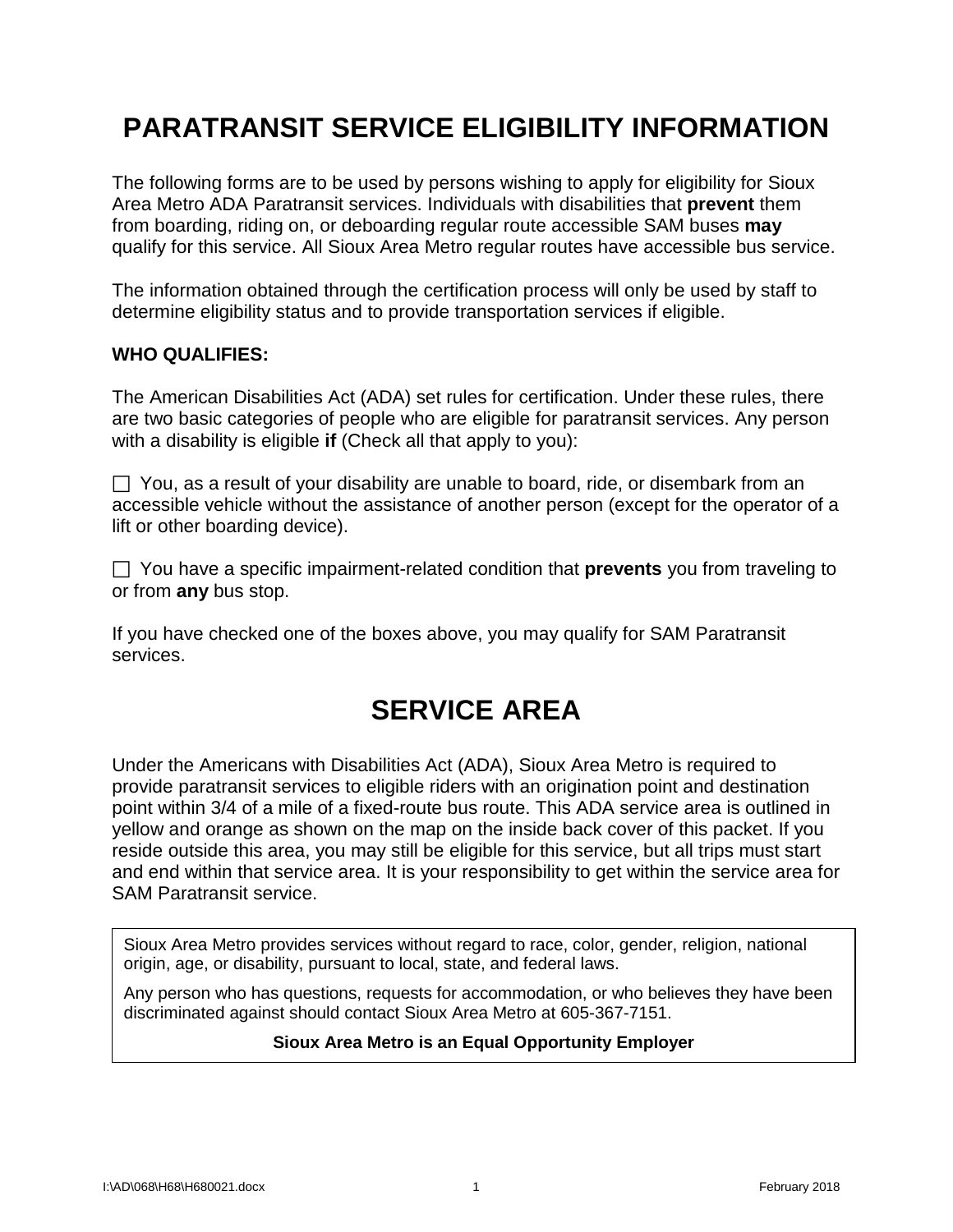# PARATRANSIT SERVICE ELIGIBILITY INFORMATION

The following forms are to be used by persons wishing to apply for eligibility for Sioux Area Metro ADA Paratransit services. Individuals with disabilities that **prevent** them from boarding, riding on, or deboarding regular route accessible SAM buses **may** qualify for this service. All Sioux Area Metro regular routes have accessible bus service.

The information obtained through the certification process will only be used by staff to determine eligibility status and to provide transportation services if eligible.

**WHO QUALIFIES:**

The American Disabilities Act (ADA) set rules for certification. Under these rules, there are two basic categories of people who are eligible for paratransit services. Any person with a disability is eligible **if** (Check all that apply to you):

☐ You, as a result of your disability are unable to board, ride, or disembark from an accessible vehicle without the assistance of another person (except for the operator of a lift or other boarding device).

☐ You have a specific impairment-related condition that **prevents** you from traveling to or from **any** bus stop.

If you have checked one of the boxes above, you may qualify for SAM Paratransit services.

# SERVICE AREA

Under the Americans with Disabilities Act (ADA), Sioux Area Metro is required to provide paratransit services to eligible riders with an origination point and destination point within 3/4 of a mile of a fixed-route bus route. This ADA service area is outlined in yellow and orange as shown on the map on the inside back cover of this packet. If you reside outside this area, you may still be eligible for this service, but all trips must start and end within that service area. It is your responsibility to get within the service area for SAM Paratransit service.

Sioux Area Metro provides services without regard to race, color, gender, religion, national origin, age, or disability, pursuant to local, state, and federal laws.

Any person who has questions, requests for accommodation, or who believes they have been discriminated against should contact Sioux Area Metro at 605-367-7151.

**Sioux Area Metro is an Equal Opportunity Employer**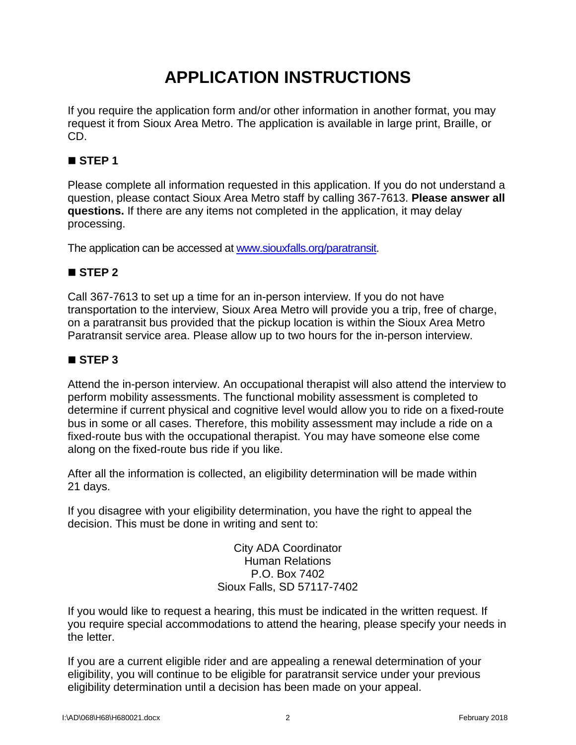# APPLICATION INSTRUCTIONS

If you require the application form and/or other information in another format, you may request it from Sioux Area Metro. The application is available in large print, Braille, or CD.

## ■ STEP 1

Please complete all information requested in this application. If you do not understand a question, please contact Sioux Area Metro staff by calling 367-7613. **Please answer all questions.** If there are any items not completed in the application, it may delay processing.

The application can be accessed at [www.siouxfalls.org/paratransit](www.siouxfalls.org/paratransit).

## ■ STEP 2

Call 367-7613 to set up a time for an in-person interview. If you do not have transportation to the interview, Sioux Area Metro will provide you a trip, free of charge, on a paratransit bus provided that the pickup location is within the Sioux Area Metro Paratransit service area. Please allow up to two hours for the in-person interview.

## ■ STEP 3

Attend the in-person interview. An occupational therapist will also attend the interview to perform mobility assessments. The functional mobility assessment is completed to determine if current physical and cognitive level would allow you to ride on a fixed-route bus in some or all cases. Therefore, this mobility assessment may include a ride on a fixed-route bus with the occupational therapist. You may have someone else come along on the fixed-route bus ride if you like.

After all the information is collected, an eligibility determination will be made within 21 days.

If you disagree with your eligibility determination, you have the right to appeal the decision. This must be done in writing and sent to:

City ADA Coordinator
Human Relations
P.O. Box 7402
Sioux Falls, SD 57117-7402

If you would like to request a hearing, this must be indicated in the written request. If you require special accommodations to attend the hearing, please specify your needs in the letter.

If you are a current eligible rider and are appealing a renewal determination of your eligibility, you will continue to be eligible for paratransit service under your previous eligibility determination until a decision has been made on your appeal.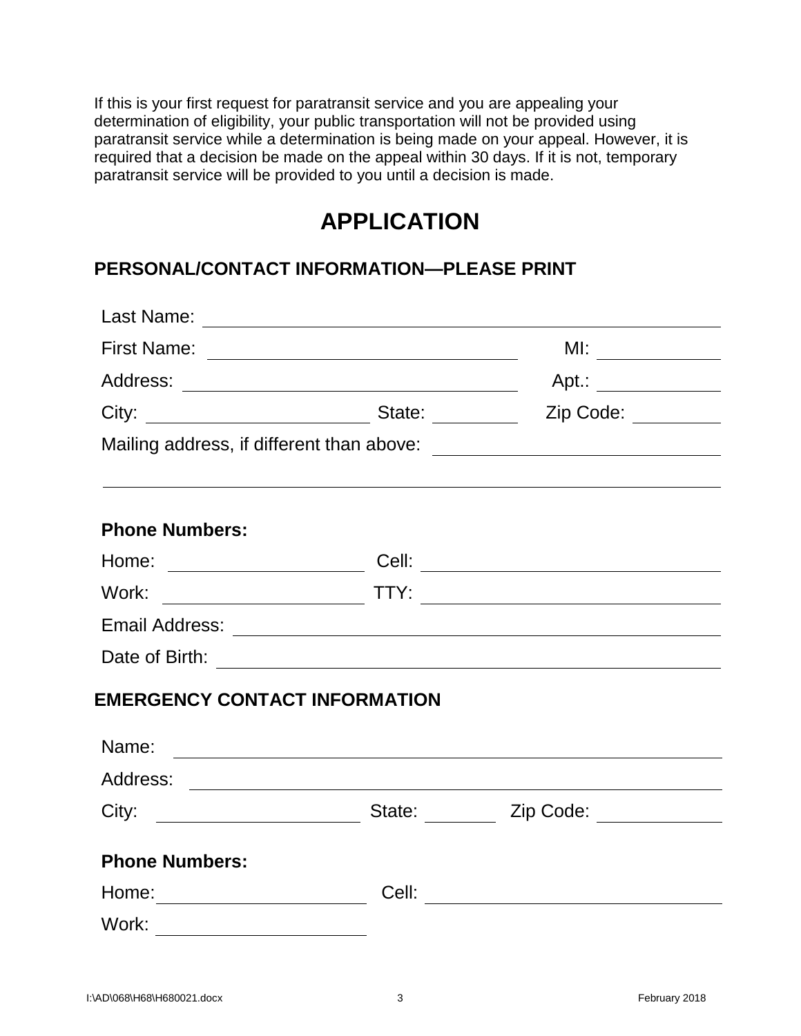If this is your first request for paratransit service and you are appealing your determination of eligibility, your public transportation will not be provided using paratransit service while a determination is being made on your appeal. However, it is required that a decision be made on the appeal within 30 days. If it is not, temporary paratransit service will be provided to you until a decision is made.

# APPLICATION

## PERSONAL/CONTACT INFORMATION—PLEASE PRINT

Last Name: ______________________________

First Name: ______________________________ MI: __________

Address: ______________________________ Apt.: __________

City: ____________________ State: ________ Zip Code: ________

Mailing address, if different than above: ______________________________

______________________________________________________________

**Phone Numbers:**

Home: ____________________ Cell: ______________________________

Work: ____________________ TTY: ______________________________

Email Address: ______________________________

Date of Birth: ______________________________

## EMERGENCY CONTACT INFORMATION

Name: ______________________________

Address: ______________________________

City: ____________________ State: ________ Zip Code: ________

**Phone Numbers:**

Home: ____________________ Cell: ______________________________

Work: ____________________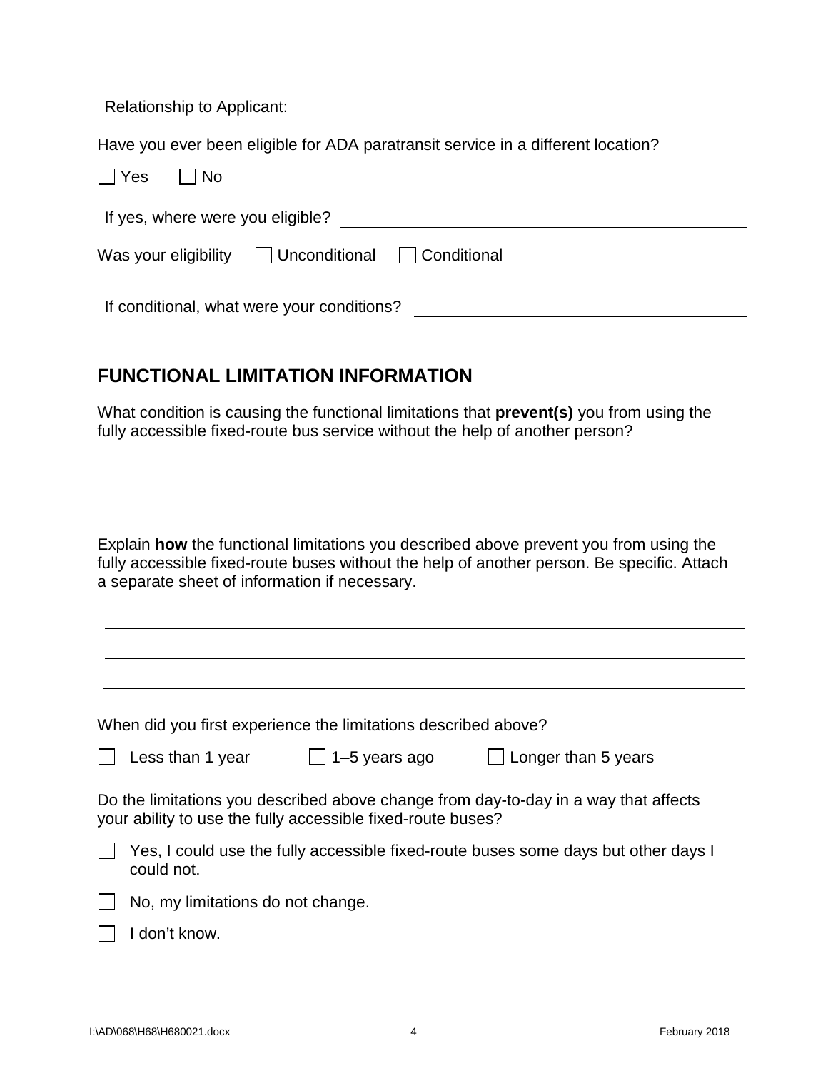Relationship to Applicant: ____________________________________________

Have you ever been eligible for ADA paratransit service in a different location?

☐ Yes ☐ No

If yes, where were you eligible? ____________________________________________

Was your eligibility ☐ Unconditional ☐ Conditional

If conditional, what were your conditions? ____________________________________________

____________________________________________

## FUNCTIONAL LIMITATION INFORMATION

What condition is causing the functional limitations that **prevent(s)** you from using the fully accessible fixed-route bus service without the help of another person?

____________________________________________

____________________________________________

Explain **how** the functional limitations you described above prevent you from using the fully accessible fixed-route buses without the help of another person. Be specific. Attach a separate sheet of information if necessary.

____________________________________________

____________________________________________

____________________________________________

When did you first experience the limitations described above?

☐ Less than 1 year ☐ 1–5 years ago ☐ Longer than 5 years

Do the limitations you described above change from day-to-day in a way that affects your ability to use the fully accessible fixed-route buses?

☐ Yes, I could use the fully accessible fixed-route buses some days but other days I could not.

☐ No, my limitations do not change.

☐ I don't know.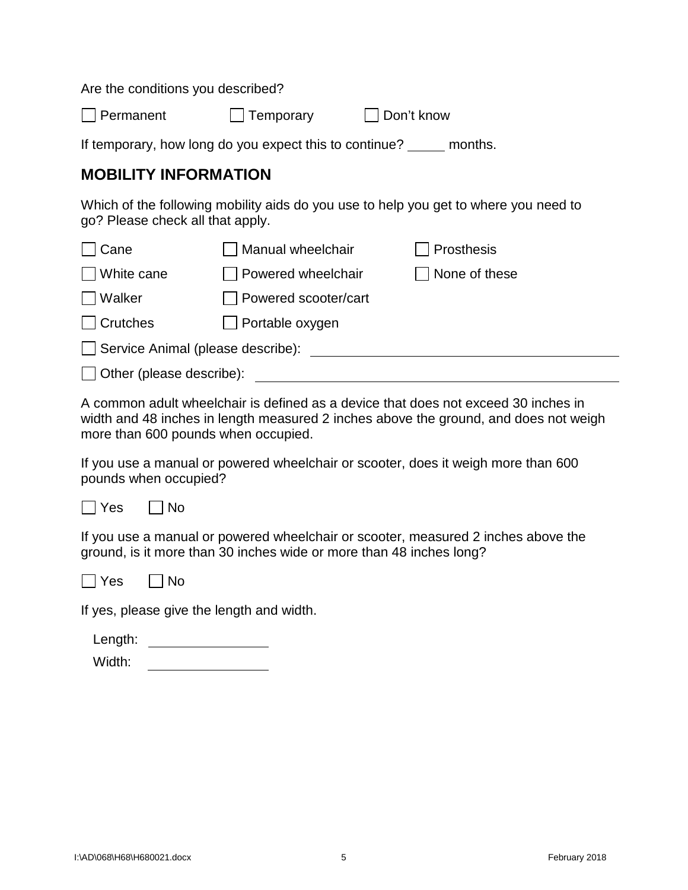Are the conditions you described?

☐ Permanent ☐ Temporary ☐ Don't know

If temporary, how long do you expect this to continue? _____ months.

## MOBILITY INFORMATION

Which of the following mobility aids do you use to help you get to where you need to go? Please check all that apply.

☐ Cane ☐ Manual wheelchair ☐ Prosthesis

☐ White cane ☐ Powered wheelchair ☐ None of these

☐ Walker ☐ Powered scooter/cart

☐ Crutches ☐ Portable oxygen

☐ Service Animal (please describe): ______________________________

☐ Other (please describe): ______________________________

A common adult wheelchair is defined as a device that does not exceed 30 inches in width and 48 inches in length measured 2 inches above the ground, and does not weigh more than 600 pounds when occupied.

If you use a manual or powered wheelchair or scooter, does it weigh more than 600 pounds when occupied?

☐ Yes ☐ No

If you use a manual or powered wheelchair or scooter, measured 2 inches above the ground, is it more than 30 inches wide or more than 48 inches long?

☐ Yes ☐ No

If yes, please give the length and width.

Length: ______________

Width: ______________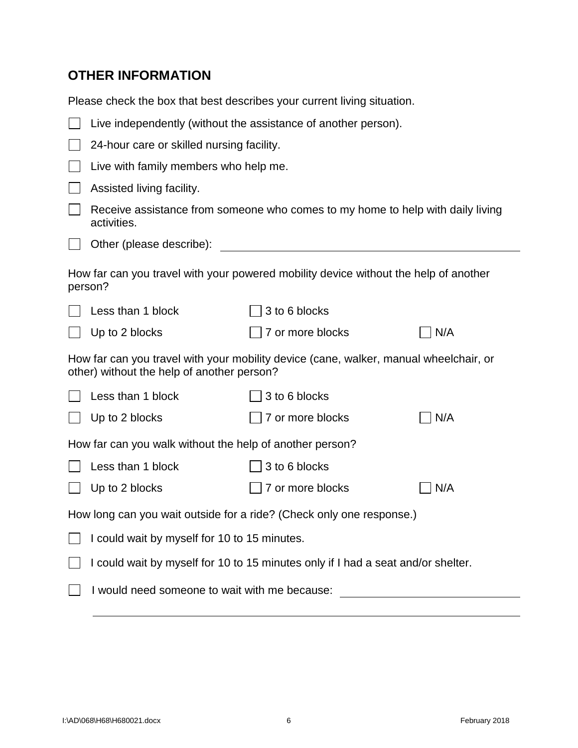## OTHER INFORMATION

Please check the box that best describes your current living situation.

- ☐ Live independently (without the assistance of another person).
- ☐ 24-hour care or skilled nursing facility.
- ☐ Live with family members who help me.
- ☐ Assisted living facility.
- ☐ Receive assistance from someone who comes to my home to help with daily living activities.
- ☐ Other (please describe): ______________________________

How far can you travel with your powered mobility device without the help of another person?

| | | |
|---|---|---|
| ☐ Less than 1 block | ☐ 3 to 6 blocks | |
| ☐ Up to 2 blocks | ☐ 7 or more blocks | ☐ N/A |

How far can you travel with your mobility device (cane, walker, manual wheelchair, or other) without the help of another person?

| | | |
|---|---|---|
| ☐ Less than 1 block | ☐ 3 to 6 blocks | |
| ☐ Up to 2 blocks | ☐ 7 or more blocks | ☐ N/A |

How far can you walk without the help of another person?

| | | |
|---|---|---|
| ☐ Less than 1 block | ☐ 3 to 6 blocks | |
| ☐ Up to 2 blocks | ☐ 7 or more blocks | ☐ N/A |

How long can you wait outside for a ride? (Check only one response.)

- ☐ I could wait by myself for 10 to 15 minutes.
- ☐ I could wait by myself for 10 to 15 minutes only if I had a seat and/or shelter.
- ☐ I would need someone to wait with me because: ______________________________

______________________________________________________________________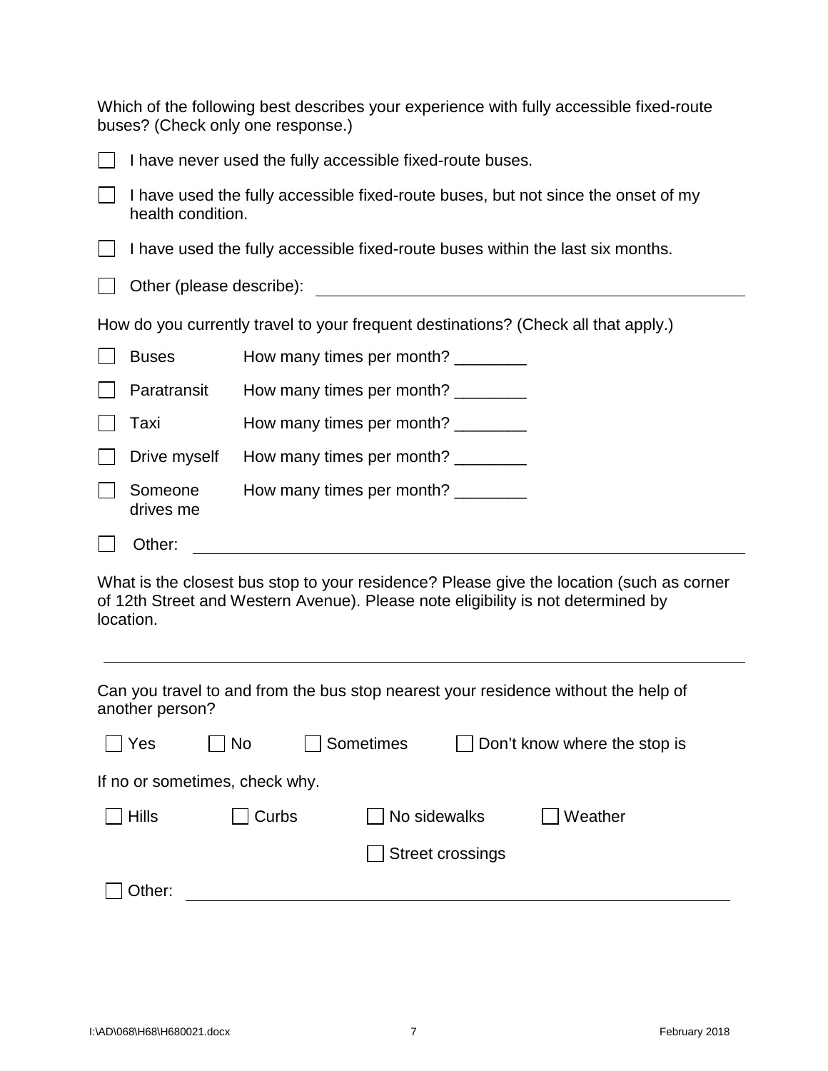Which of the following best describes your experience with fully accessible fixed-route buses? (Check only one response.)

- ☐ I have never used the fully accessible fixed-route buses.
- ☐ I have used the fully accessible fixed-route buses, but not since the onset of my health condition.
- ☐ I have used the fully accessible fixed-route buses within the last six months.
- ☐ Other (please describe): ______________________________

How do you currently travel to your frequent destinations? (Check all that apply.)

- ☐ Buses How many times per month? ________
- ☐ Paratransit How many times per month? ________
- ☐ Taxi How many times per month? ________
- ☐ Drive myself How many times per month? ________
- ☐ Someone drives me How many times per month? ________
- ☐ Other: ______________________________

What is the closest bus stop to your residence? Please give the location (such as corner of 12th Street and Western Avenue). Please note eligibility is not determined by location.

______________________________

Can you travel to and from the bus stop nearest your residence without the help of another person?

☐ Yes ☐ No ☐ Sometimes ☐ Don't know where the stop is

If no or sometimes, check why.

☐ Hills ☐ Curbs ☐ No sidewalks ☐ Weather

☐ Street crossings

☐ Other: ______________________________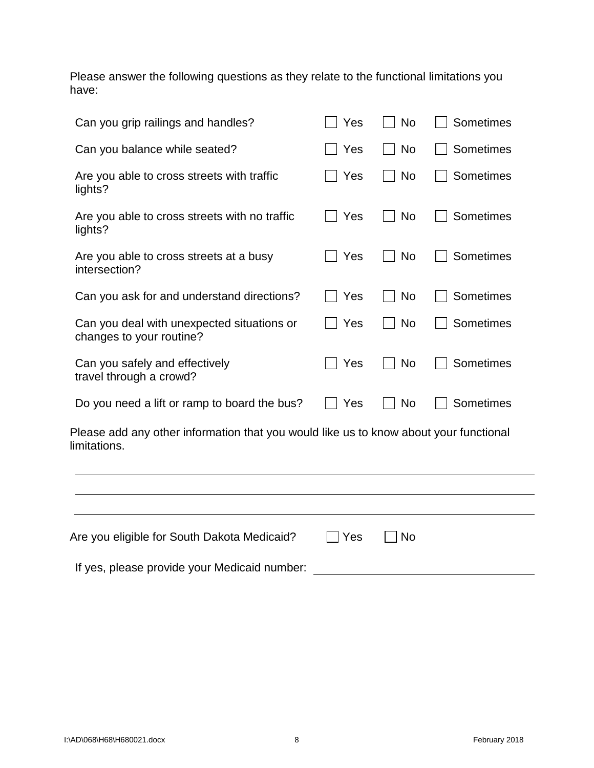Please answer the following questions as they relate to the functional limitations you have:

| Question | | | |
|---|---|---|---|
| Can you grip railings and handles? | ☐ Yes | ☐ No | ☐ Sometimes |
| Can you balance while seated? | ☐ Yes | ☐ No | ☐ Sometimes |
| Are you able to cross streets with traffic lights? | ☐ Yes | ☐ No | ☐ Sometimes |
| Are you able to cross streets with no traffic lights? | ☐ Yes | ☐ No | ☐ Sometimes |
| Are you able to cross streets at a busy intersection? | ☐ Yes | ☐ No | ☐ Sometimes |
| Can you ask for and understand directions? | ☐ Yes | ☐ No | ☐ Sometimes |
| Can you deal with unexpected situations or changes to your routine? | ☐ Yes | ☐ No | ☐ Sometimes |
| Can you safely and effectively travel through a crowd? | ☐ Yes | ☐ No | ☐ Sometimes |
| Do you need a lift or ramp to board the bus? | ☐ Yes | ☐ No | ☐ Sometimes |

Please add any other information that you would like us to know about your functional limitations.

\_\_\_\_\_\_\_\_\_\_\_\_\_\_\_\_\_\_\_\_\_\_\_\_\_\_\_\_\_\_\_\_\_\_\_\_\_\_\_\_\_\_\_\_\_\_\_\_\_\_\_\_\_\_\_\_\_\_\_\_

\_\_\_\_\_\_\_\_\_\_\_\_\_\_\_\_\_\_\_\_\_\_\_\_\_\_\_\_\_\_\_\_\_\_\_\_\_\_\_\_\_\_\_\_\_\_\_\_\_\_\_\_\_\_\_\_\_\_\_\_

\_\_\_\_\_\_\_\_\_\_\_\_\_\_\_\_\_\_\_\_\_\_\_\_\_\_\_\_\_\_\_\_\_\_\_\_\_\_\_\_\_\_\_\_\_\_\_\_\_\_\_\_\_\_\_\_\_\_\_\_

Are you eligible for South Dakota Medicaid? ☐ Yes ☐ No

If yes, please provide your Medicaid number: \_\_\_\_\_\_\_\_\_\_\_\_\_\_\_\_\_\_\_\_\_\_\_\_\_\_\_\_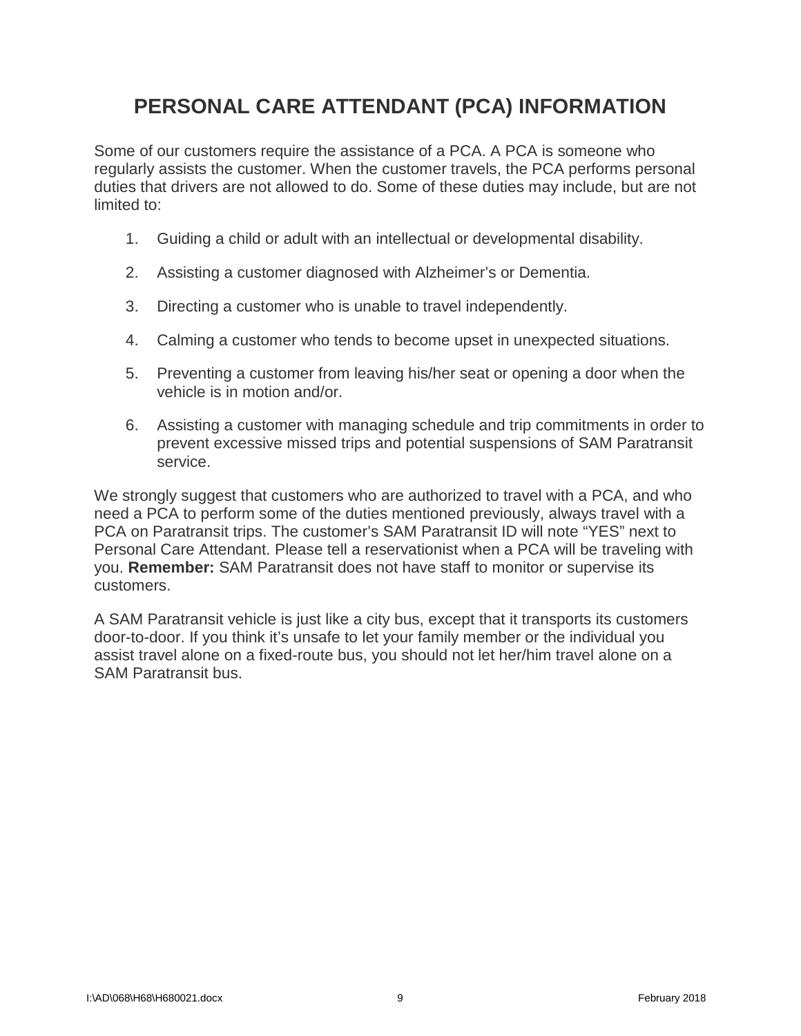# PERSONAL CARE ATTENDANT (PCA) INFORMATION

Some of our customers require the assistance of a PCA. A PCA is someone who regularly assists the customer. When the customer travels, the PCA performs personal duties that drivers are not allowed to do. Some of these duties may include, but are not limited to:

1. Guiding a child or adult with an intellectual or developmental disability.
2. Assisting a customer diagnosed with Alzheimer's or Dementia.
3. Directing a customer who is unable to travel independently.
4. Calming a customer who tends to become upset in unexpected situations.
5. Preventing a customer from leaving his/her seat or opening a door when the vehicle is in motion and/or.
6. Assisting a customer with managing schedule and trip commitments in order to prevent excessive missed trips and potential suspensions of SAM Paratransit service.

We strongly suggest that customers who are authorized to travel with a PCA, and who need a PCA to perform some of the duties mentioned previously, always travel with a PCA on Paratransit trips. The customer's SAM Paratransit ID will note "YES" next to Personal Care Attendant. Please tell a reservationist when a PCA will be traveling with you. **Remember:** SAM Paratransit does not have staff to monitor or supervise its customers.

A SAM Paratransit vehicle is just like a city bus, except that it transports its customers door-to-door. If you think it's unsafe to let your family member or the individual you assist travel alone on a fixed-route bus, you should not let her/him travel alone on a SAM Paratransit bus.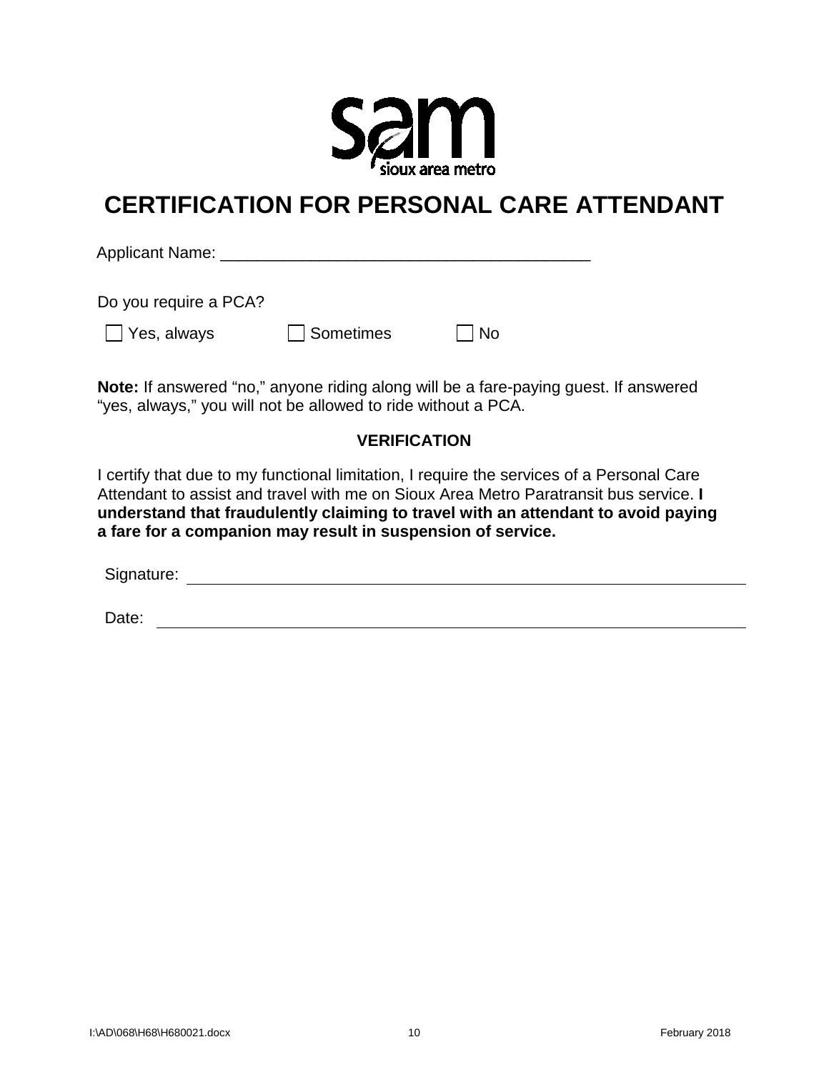# CERTIFICATION FOR PERSONAL CARE ATTENDANT

Applicant Name: ___________________________________________

Do you require a PCA?

☐ Yes, always ☐ Sometimes ☐ No

**Note:** If answered "no," anyone riding along will be a fare-paying guest. If answered "yes, always," you will not be allowed to ride without a PCA.

## VERIFICATION

I certify that due to my functional limitation, I require the services of a Personal Care Attendant to assist and travel with me on Sioux Area Metro Paratransit bus service. **I understand that fraudulently claiming to travel with an attendant to avoid paying a fare for a companion may result in suspension of service.**

Signature: ___________________________________________

Date: ___________________________________________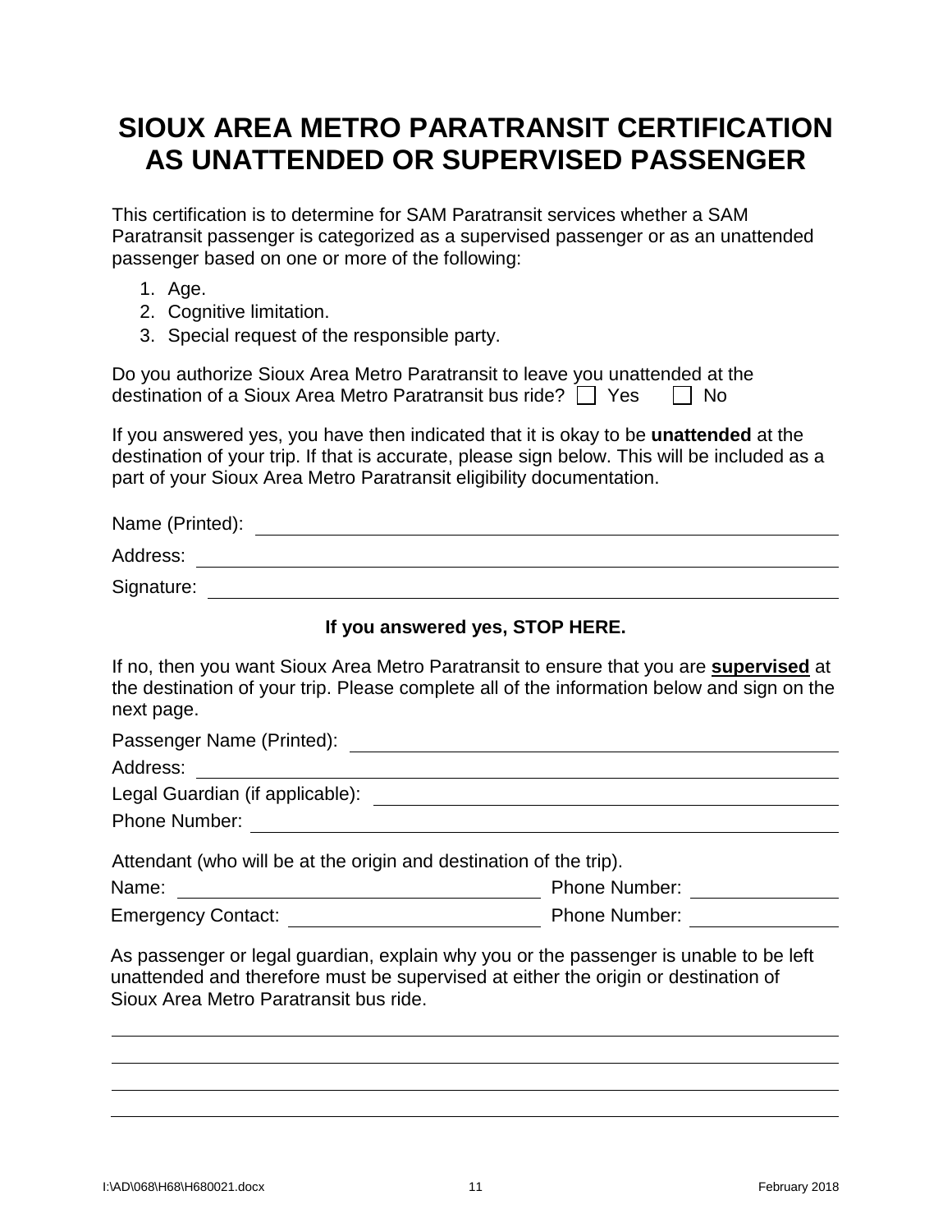# SIOUX AREA METRO PARATRANSIT CERTIFICATION AS UNATTENDED OR SUPERVISED PASSENGER

This certification is to determine for SAM Paratransit services whether a SAM Paratransit passenger is categorized as a supervised passenger or as an unattended passenger based on one or more of the following:

1. Age.
2. Cognitive limitation.
3. Special request of the responsible party.

Do you authorize Sioux Area Metro Paratransit to leave you unattended at the destination of a Sioux Area Metro Paratransit bus ride? ☐ Yes ☐ No

If you answered yes, you have then indicated that it is okay to be **unattended** at the destination of your trip. If that is accurate, please sign below. This will be included as a part of your Sioux Area Metro Paratransit eligibility documentation.

Name (Printed): ____________________

Address: ____________________

Signature: ____________________

**If you answered yes, STOP HERE.**

If no, then you want Sioux Area Metro Paratransit to ensure that you are **supervised** at the destination of your trip. Please complete all of the information below and sign on the next page.

Passenger Name (Printed): ____________________

Address: ____________________

Legal Guardian (if applicable): ____________________

Phone Number: ____________________

Attendant (who will be at the origin and destination of the trip).

Name: ____________________ Phone Number: ____________

Emergency Contact: ____________________ Phone Number: ____________

As passenger or legal guardian, explain why you or the passenger is unable to be left unattended and therefore must be supervised at either the origin or destination of Sioux Area Metro Paratransit bus ride.

____________________

____________________

____________________

____________________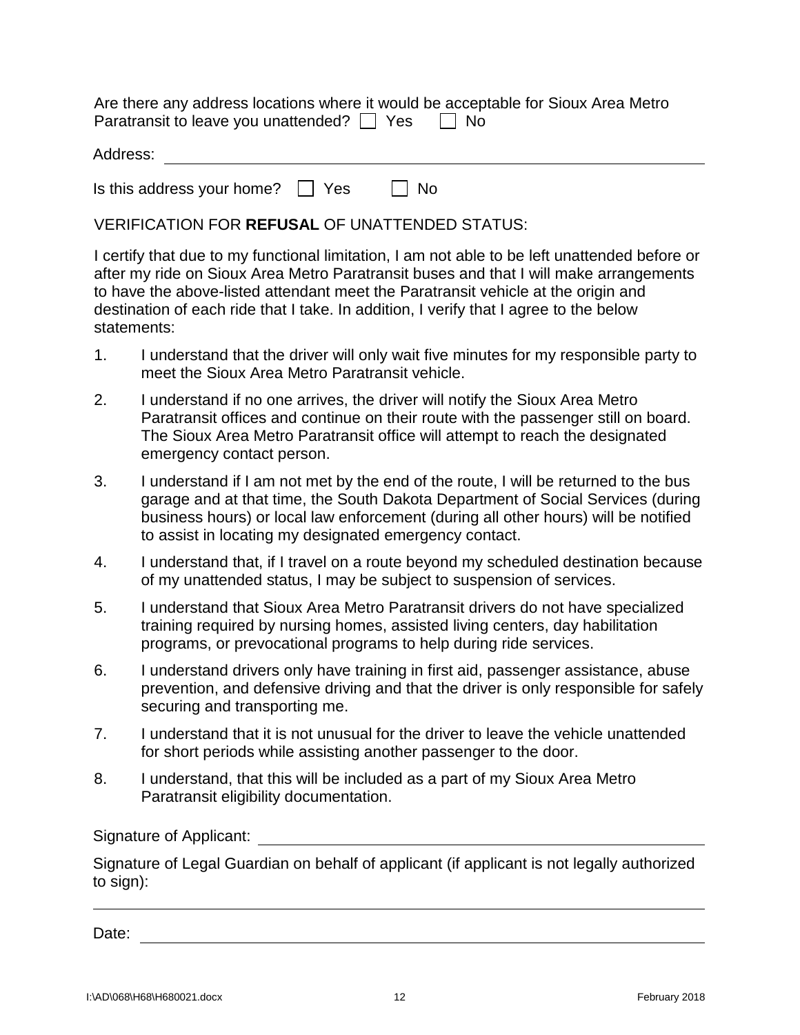Are there any address locations where it would be acceptable for Sioux Area Metro Paratransit to leave you unattended? ☐ Yes ☐ No

Address: ________________________________________________

Is this address your home? ☐ Yes ☐ No

VERIFICATION FOR **REFUSAL** OF UNATTENDED STATUS:

I certify that due to my functional limitation, I am not able to be left unattended before or after my ride on Sioux Area Metro Paratransit buses and that I will make arrangements to have the above-listed attendant meet the Paratransit vehicle at the origin and destination of each ride that I take. In addition, I verify that I agree to the below statements:

1. I understand that the driver will only wait five minutes for my responsible party to meet the Sioux Area Metro Paratransit vehicle.
2. I understand if no one arrives, the driver will notify the Sioux Area Metro Paratransit offices and continue on their route with the passenger still on board. The Sioux Area Metro Paratransit office will attempt to reach the designated emergency contact person.
3. I understand if I am not met by the end of the route, I will be returned to the bus garage and at that time, the South Dakota Department of Social Services (during business hours) or local law enforcement (during all other hours) will be notified to assist in locating my designated emergency contact.
4. I understand that, if I travel on a route beyond my scheduled destination because of my unattended status, I may be subject to suspension of services.
5. I understand that Sioux Area Metro Paratransit drivers do not have specialized training required by nursing homes, assisted living centers, day habilitation programs, or prevocational programs to help during ride services.
6. I understand drivers only have training in first aid, passenger assistance, abuse prevention, and defensive driving and that the driver is only responsible for safely securing and transporting me.
7. I understand that it is not unusual for the driver to leave the vehicle unattended for short periods while assisting another passenger to the door.
8. I understand, that this will be included as a part of my Sioux Area Metro Paratransit eligibility documentation.

Signature of Applicant: ________________________________________________

Signature of Legal Guardian on behalf of applicant (if applicant is not legally authorized to sign):

________________________________________________

Date: ________________________________________________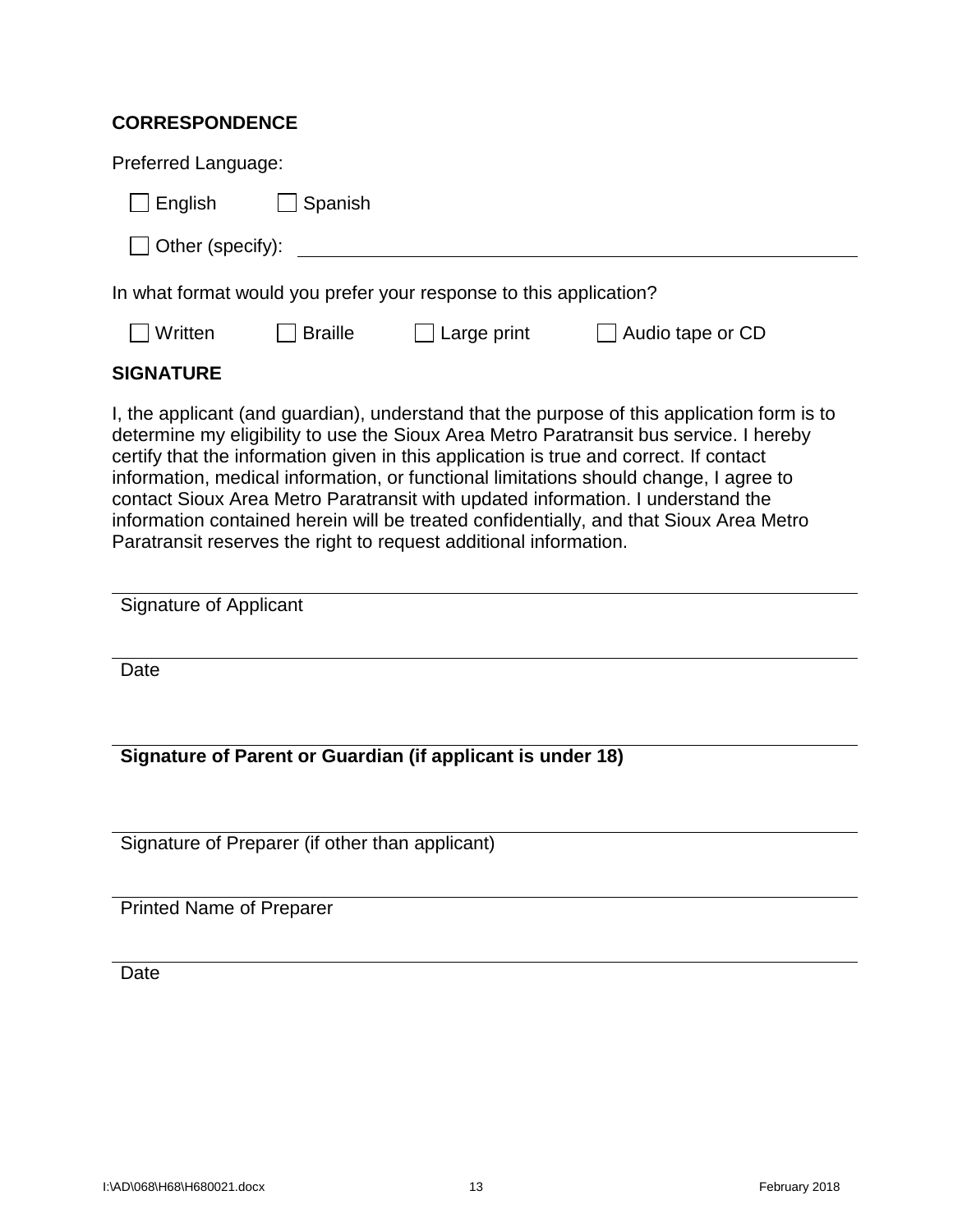**CORRESPONDENCE**

Preferred Language:

☐ English ☐ Spanish

☐ Other (specify): ______________________________

In what format would you prefer your response to this application?

☐ Written ☐ Braille ☐ Large print ☐ Audio tape or CD

**SIGNATURE**

I, the applicant (and guardian), understand that the purpose of this application form is to determine my eligibility to use the Sioux Area Metro Paratransit bus service. I hereby certify that the information given in this application is true and correct. If contact information, medical information, or functional limitations should change, I agree to contact Sioux Area Metro Paratransit with updated information. I understand the information contained herein will be treated confidentially, and that Sioux Area Metro Paratransit reserves the right to request additional information.

______________________________
Signature of Applicant

______________________________
Date

______________________________
**Signature of Parent or Guardian (if applicant is under 18)**

______________________________
Signature of Preparer (if other than applicant)

______________________________
Printed Name of Preparer

______________________________
Date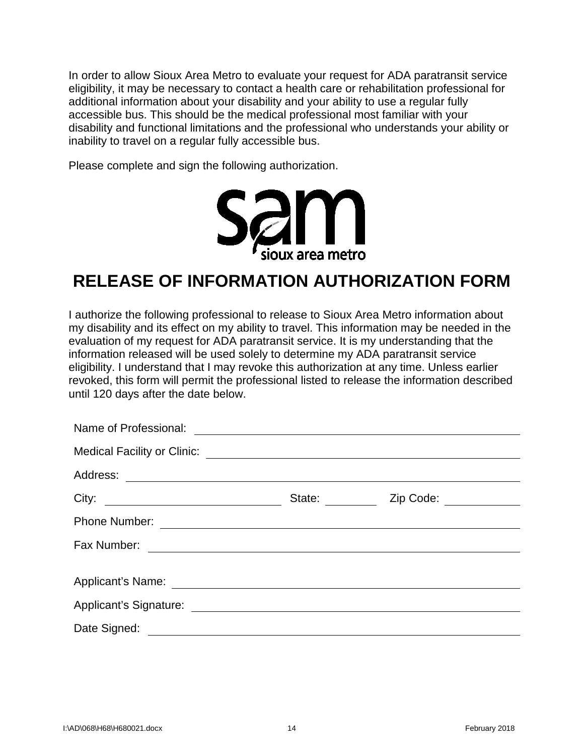In order to allow Sioux Area Metro to evaluate your request for ADA paratransit service eligibility, it may be necessary to contact a health care or rehabilitation professional for additional information about your disability and your ability to use a regular fully accessible bus. This should be the medical professional most familiar with your disability and functional limitations and the professional who understands your ability or inability to travel on a regular fully accessible bus.

Please complete and sign the following authorization.

sam
sioux area metro

# RELEASE OF INFORMATION AUTHORIZATION FORM

I authorize the following professional to release to Sioux Area Metro information about my disability and its effect on my ability to travel. This information may be needed in the evaluation of my request for ADA paratransit service. It is my understanding that the information released will be used solely to determine my ADA paratransit service eligibility. I understand that I may revoke this authorization at any time. Unless earlier revoked, this form will permit the professional listed to release the information described until 120 days after the date below.

Name of Professional: ______________________________

Medical Facility or Clinic: ______________________________

Address: ______________________________

City: ____________________ State: __________ Zip Code: __________

Phone Number: ______________________________

Fax Number: ______________________________

Applicant's Name: ______________________________

Applicant's Signature: ______________________________

Date Signed: ______________________________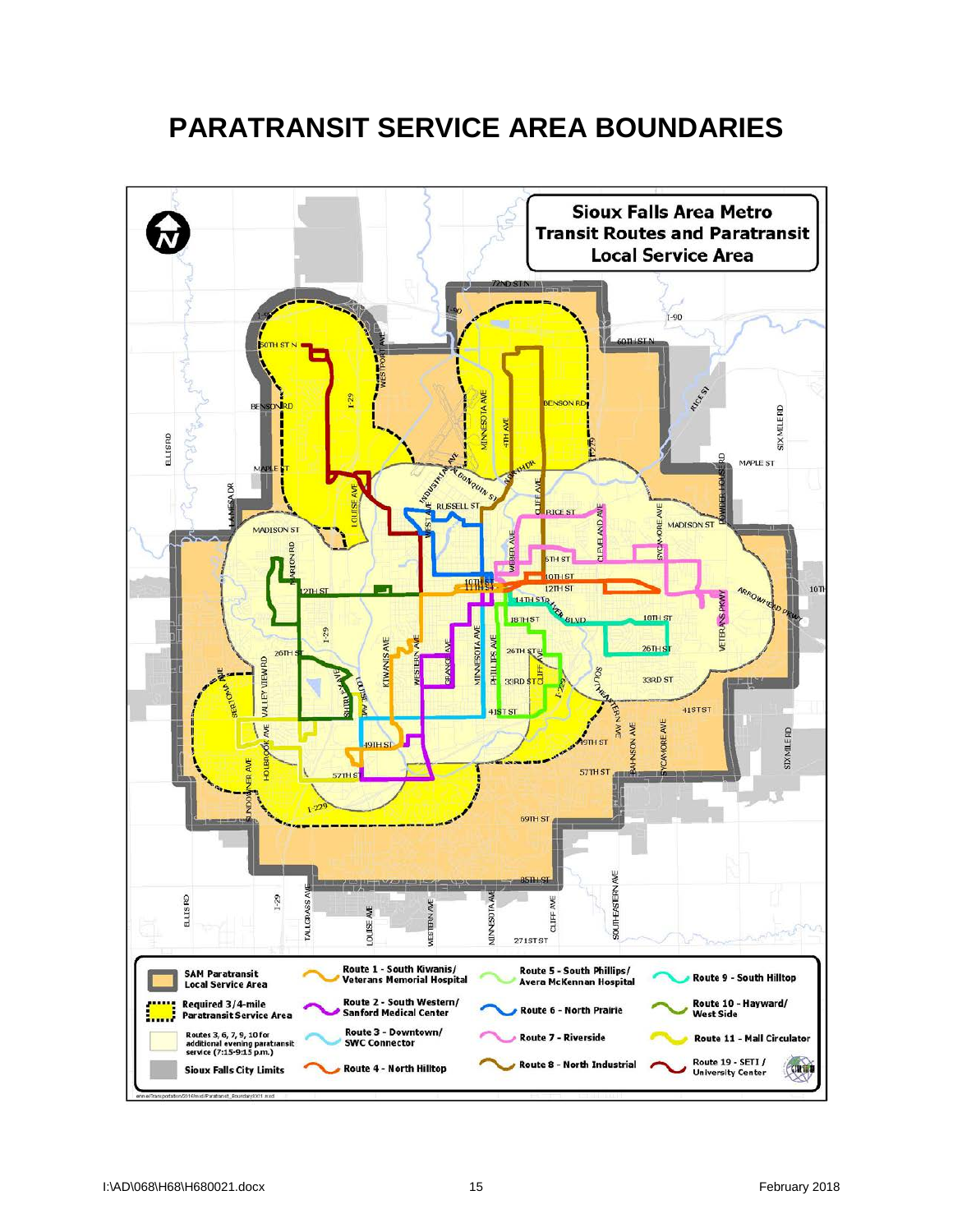# PARATRANSIT SERVICE AREA BOUNDARIES

Sioux Falls Area Metro Transit Routes and Paratransit Local Service Area

SAM Paratransit Local Service Area

Required 3/4-mile Paratransit Service Area

Routes 3, 6, 7, 9, 10 for additional evening paratransit service (7:15-9:15 p.m.)

Sioux Falls City Limits

Route 1 - South Kiwanis/ Veterans Memorial Hospital

Route 2 - South Western/ Sanford Medical Center

Route 3 - Downtown/ SWC Connector

Route 4 - North Hilltop

Route 5 - South Phillips/ Avera McKennan Hospital

Route 6 - North Prairie

Route 7 - Riverside

Route 8 - North Industrial

Route 9 - South Hilltop

Route 10 - Hayward/ West Side

Route 11 - Mall Circulator

Route 19 - SETI / University Center